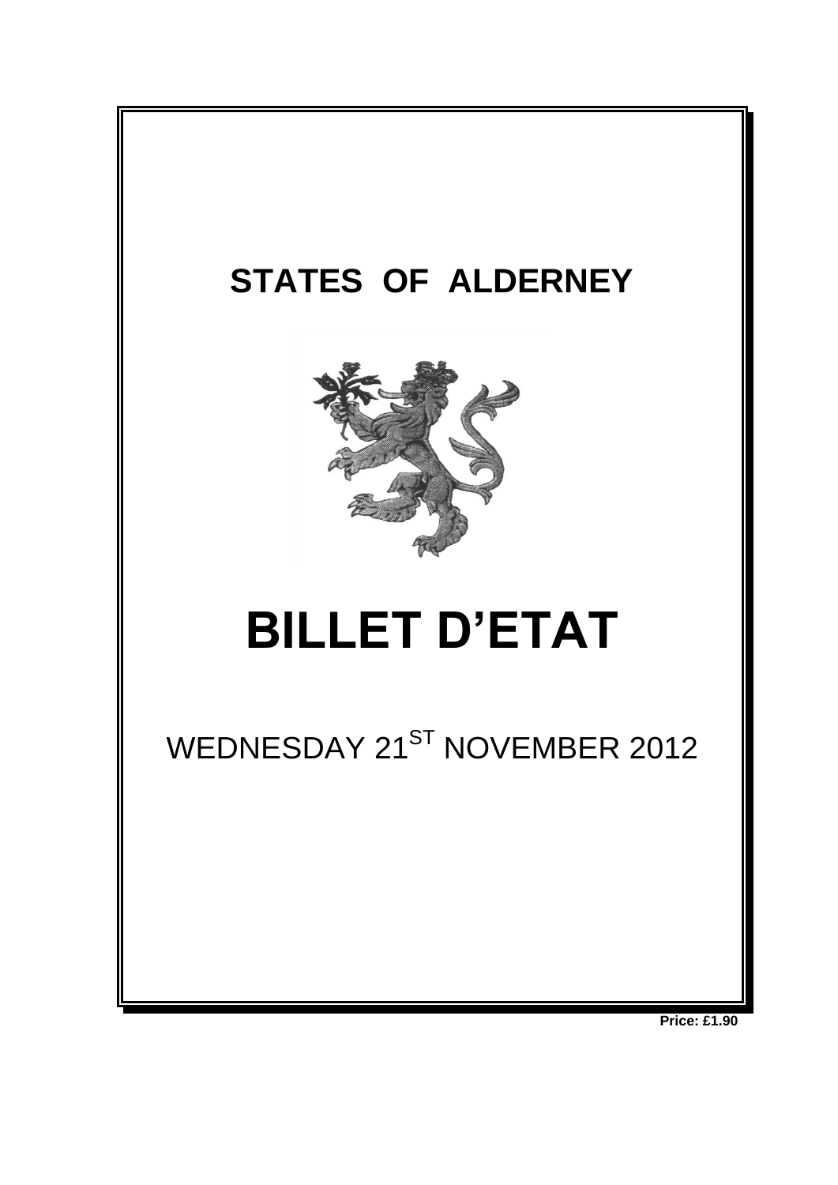# STATES OF ALDERNEY

# BILLET D'ETAT

WEDNESDAY 21ST NOVEMBER 2012

**Price: £1.90**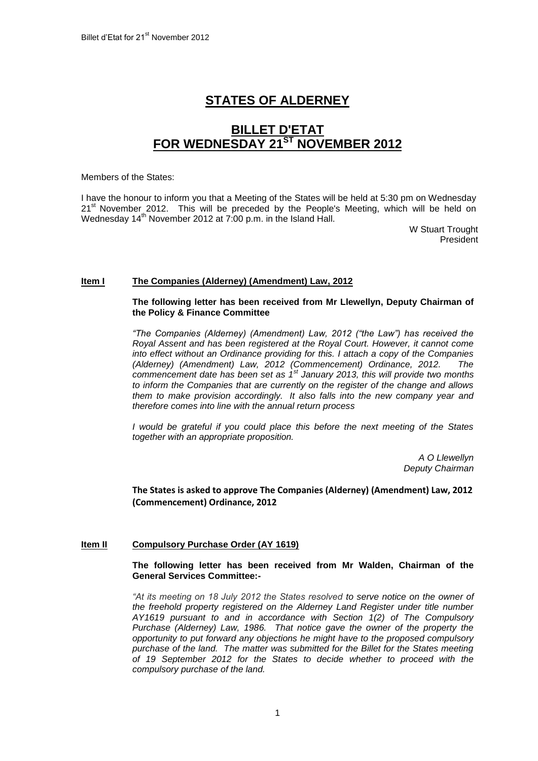# STATES OF ALDERNEY

# BILLET D'ETAT FOR WEDNESDAY 21ST NOVEMBER 2012

Members of the States:

I have the honour to inform you that a Meeting of the States will be held at 5:30 pm on Wednesday 21st November 2012. This will be preceded by the People's Meeting, which will be held on Wednesday 14th November 2012 at 7:00 p.m. in the Island Hall.

W Stuart Trought
President

## Item I The Companies (Alderney) (Amendment) Law, 2012

**The following letter has been received from Mr Llewellyn, Deputy Chairman of the Policy & Finance Committee**

*"The Companies (Alderney) (Amendment) Law, 2012 ("the Law") has received the Royal Assent and has been registered at the Royal Court. However, it cannot come into effect without an Ordinance providing for this. I attach a copy of the Companies (Alderney) (Amendment) Law, 2012 (Commencement) Ordinance, 2012. The commencement date has been set as 1st January 2013, this will provide two months to inform the Companies that are currently on the register of the change and allows them to make provision accordingly. It also falls into the new company year and therefore comes into line with the annual return process*

*I would be grateful if you could place this before the next meeting of the States together with an appropriate proposition.*

*A O Llewellyn*
*Deputy Chairman*

**The States is asked to approve The Companies (Alderney) (Amendment) Law, 2012 (Commencement) Ordinance, 2012**

## Item II Compulsory Purchase Order (AY 1619)

**The following letter has been received from Mr Walden, Chairman of the General Services Committee:-**

*"At its meeting on 18 July 2012 the States resolved to serve notice on the owner of the freehold property registered on the Alderney Land Register under title number AY1619 pursuant to and in accordance with Section 1(2) of The Compulsory Purchase (Alderney) Law, 1986. That notice gave the owner of the property the opportunity to put forward any objections he might have to the proposed compulsory purchase of the land. The matter was submitted for the Billet for the States meeting of 19 September 2012 for the States to decide whether to proceed with the compulsory purchase of the land.*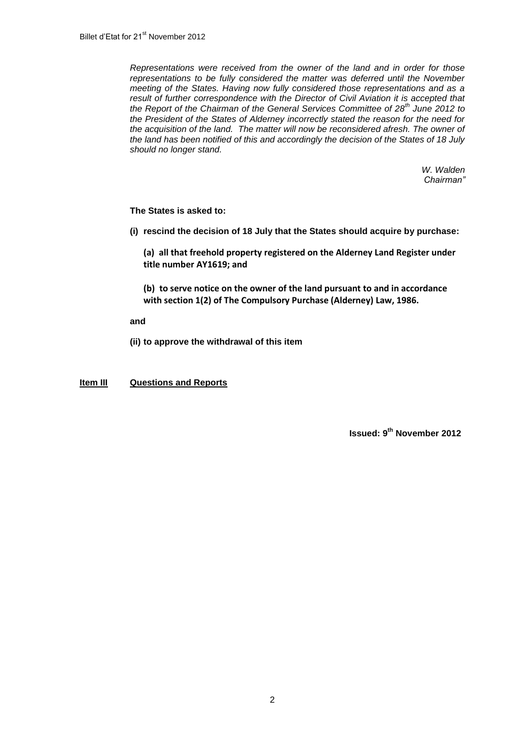*Representations were received from the owner of the land and in order for those representations to be fully considered the matter was deferred until the November meeting of the States. Having now fully considered those representations and as a result of further correspondence with the Director of Civil Aviation it is accepted that the Report of the Chairman of the General Services Committee of 28th June 2012 to the President of the States of Alderney incorrectly stated the reason for the need for the acquisition of the land. The matter will now be reconsidered afresh. The owner of the land has been notified of this and accordingly the decision of the States of 18 July should no longer stand.*

*W. Walden*
*Chairman"*

**The States is asked to:**

**(i) rescind the decision of 18 July that the States should acquire by purchase:**

**(a) all that freehold property registered on the Alderney Land Register under title number AY1619; and**

**(b) to serve notice on the owner of the land pursuant to and in accordance with section 1(2) of The Compulsory Purchase (Alderney) Law, 1986.**

**and**

**(ii) to approve the withdrawal of this item**

**Item III Questions and Reports**

**Issued: 9th November 2012**